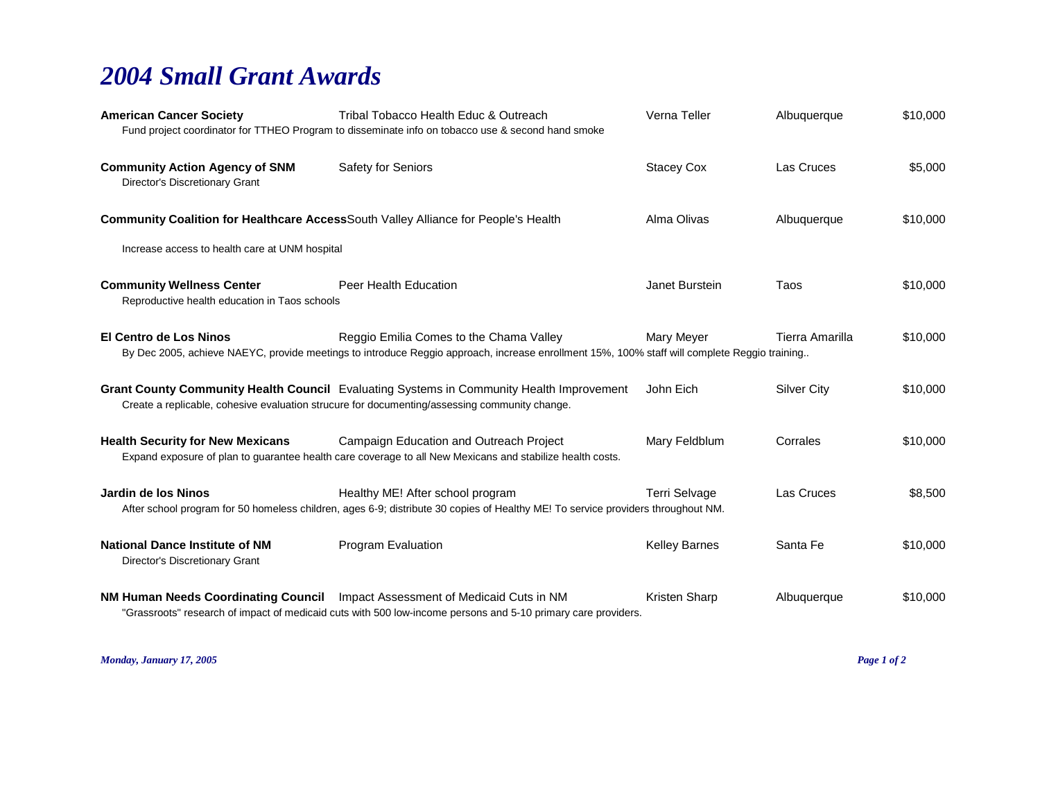# 2004 Small Grant Awards

**American Cancer Society** | Tribal Tobacco Health Educ & Outreach | Verna Teller | Albuquerque | $10,000

Fund project coordinator for TTHEO Program to disseminate info on tobacco use & second hand smoke

**Community Action Agency of SNM** | Safety for Seniors | Stacey Cox | Las Cruces | $5,000

Director's Discretionary Grant

**Community Coalition for Healthcare Access** | South Valley Alliance for People's Health | Alma Olivas | Albuquerque | $10,000

Increase access to health care at UNM hospital

**Community Wellness Center** | Peer Health Education | Janet Burstein | Taos | $10,000

Reproductive health education in Taos schools

**El Centro de Los Ninos** | Reggio Emilia Comes to the Chama Valley | Mary Meyer | Tierra Amarilla | $10,000

By Dec 2005, achieve NAEYC, provide meetings to introduce Reggio approach, increase enrollment 15%, 100% staff will complete Reggio training..

**Grant County Community Health Council** | Evaluating Systems in Community Health Improvement | John Eich | Silver City | $10,000

Create a replicable, cohesive evaluation strucure for documenting/assessing community change.

**Health Security for New Mexicans** | Campaign Education and Outreach Project | Mary Feldblum | Corrales | $10,000

Expand exposure of plan to guarantee health care coverage to all New Mexicans and stabilize health costs.

**Jardin de los Ninos** | Healthy ME! After school program | Terri Selvage | Las Cruces | $8,500

After school program for 50 homeless children, ages 6-9; distribute 30 copies of Healthy ME! To service providers throughout NM.

**National Dance Institute of NM** | Program Evaluation | Kelley Barnes | Santa Fe | $10,000

Director's Discretionary Grant

**NM Human Needs Coordinating Council** | Impact Assessment of Medicaid Cuts in NM | Kristen Sharp | Albuquerque | $10,000

"Grassroots" research of impact of medicaid cuts with 500 low-income persons and 5-10 primary care providers.

*Monday, January 17, 2005*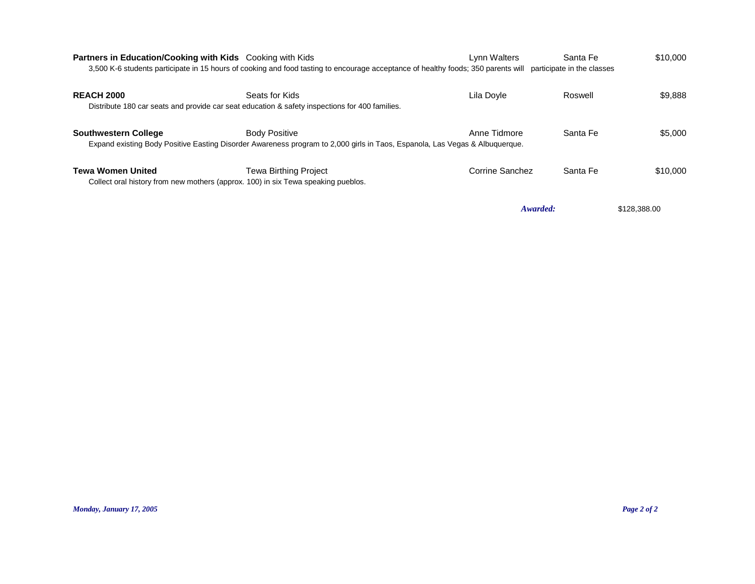| | | | | |
|---|---|---|---|---|
| **Partners in Education/Cooking with Kids** | Cooking with Kids | Lynn Walters | Santa Fe | $10,000 |
| 3,500 K-6 students participate in 15 hours of cooking and food tasting to encourage acceptance of healthy foods; 350 parents will participate in the classes | | | | |
| **REACH 2000** | Seats for Kids | Lila Doyle | Roswell | $9,888 |
| Distribute 180 car seats and provide car seat education & safety inspections for 400 families. | | | | |
| **Southwestern College** | Body Positive | Anne Tidmore | Santa Fe | $5,000 |
| Expand existing Body Positive Easting Disorder Awareness program to 2,000 girls in Taos, Espanola, Las Vegas & Albuquerque. | | | | |
| **Tewa Women United** | Tewa Birthing Project | Corrine Sanchez | Santa Fe | $10,000 |
| Collect oral history from new mothers (approx. 100) in six Tewa speaking pueblos. | | | | |
| | | ***Awarded:*** | | $128,388.00 |

*Monday, January 17, 2005*